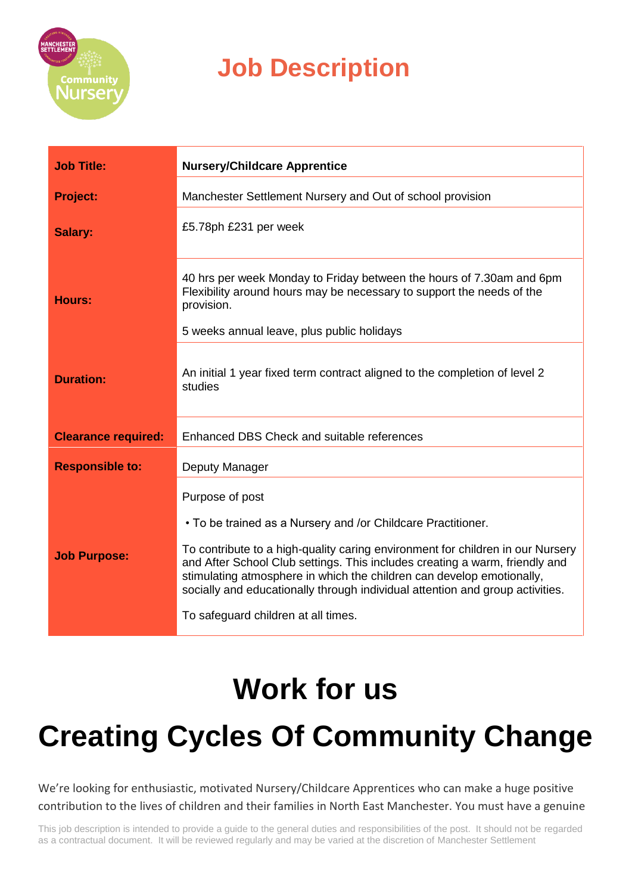# Job Description

| | |
|---|---|
| **Job Title:** | **Nursery/Childcare Apprentice** |
| **Project:** | Manchester Settlement Nursery and Out of school provision |
| **Salary:** | £5.78ph £231 per week |
| **Hours:** | 40 hrs per week Monday to Friday between the hours of 7.30am and 6pm Flexibility around hours may be necessary to support the needs of the provision.<br><br>5 weeks annual leave, plus public holidays |
| **Duration:** | An initial 1 year fixed term contract aligned to the completion of level 2 studies |
| **Clearance required:** | Enhanced DBS Check and suitable references |
| **Responsible to:** | Deputy Manager |
| **Job Purpose:** | Purpose of post<br><br>• To be trained as a Nursery and /or Childcare Practitioner.<br><br>To contribute to a high-quality caring environment for children in our Nursery and After School Club settings. This includes creating a warm, friendly and stimulating atmosphere in which the children can develop emotionally, socially and educationally through individual attention and group activities.<br><br>To safeguard children at all times. |

# Work for us

# Creating Cycles Of Community Change

We're looking for enthusiastic, motivated Nursery/Childcare Apprentices who can make a huge positive contribution to the lives of children and their families in North East Manchester. You must have a genuine

This job description is intended to provide a guide to the general duties and responsibilities of the post. It should not be regarded as a contractual document. It will be reviewed regularly and may be varied at the discretion of Manchester Settlement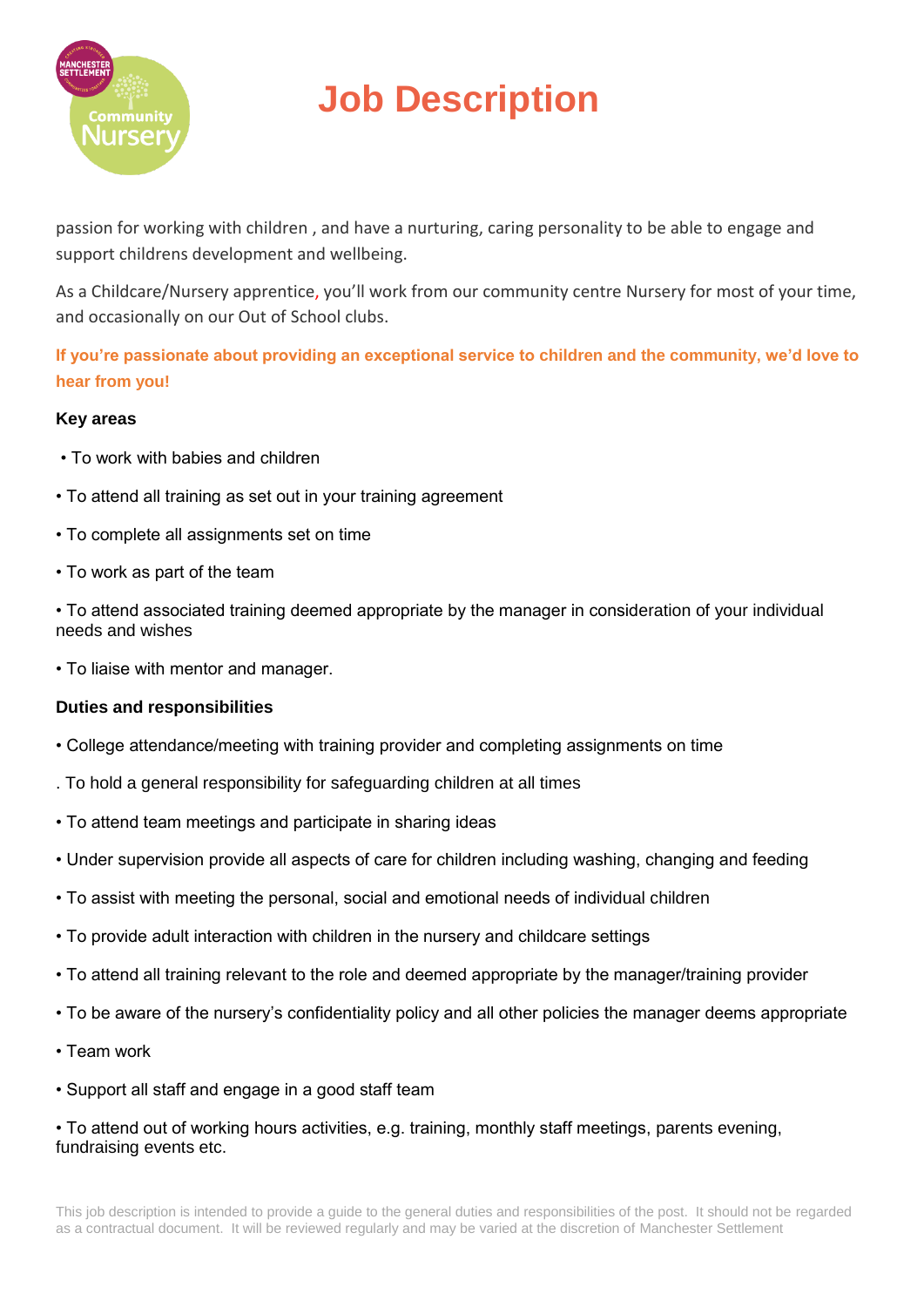# Job Description

passion for working with children , and have a nurturing, caring personality to be able to engage and support childrens development and wellbeing.

As a Childcare/Nursery apprentice, you'll work from our community centre Nursery for most of your time, and occasionally on our Out of School clubs.

**If you're passionate about providing an exceptional service to children and the community, we'd love to hear from you!**

**Key areas**

- To work with babies and children
- To attend all training as set out in your training agreement
- To complete all assignments set on time
- To work as part of the team
- To attend associated training deemed appropriate by the manager in consideration of your individual needs and wishes
- To liaise with mentor and manager.

**Duties and responsibilities**

- College attendance/meeting with training provider and completing assignments on time
- To hold a general responsibility for safeguarding children at all times
- To attend team meetings and participate in sharing ideas
- Under supervision provide all aspects of care for children including washing, changing and feeding
- To assist with meeting the personal, social and emotional needs of individual children
- To provide adult interaction with children in the nursery and childcare settings
- To attend all training relevant to the role and deemed appropriate by the manager/training provider
- To be aware of the nursery's confidentiality policy and all other policies the manager deems appropriate
- Team work
- Support all staff and engage in a good staff team
- To attend out of working hours activities, e.g. training, monthly staff meetings, parents evening, fundraising events etc.

This job description is intended to provide a guide to the general duties and responsibilities of the post. It should not be regarded as a contractual document. It will be reviewed regularly and may be varied at the discretion of Manchester Settlement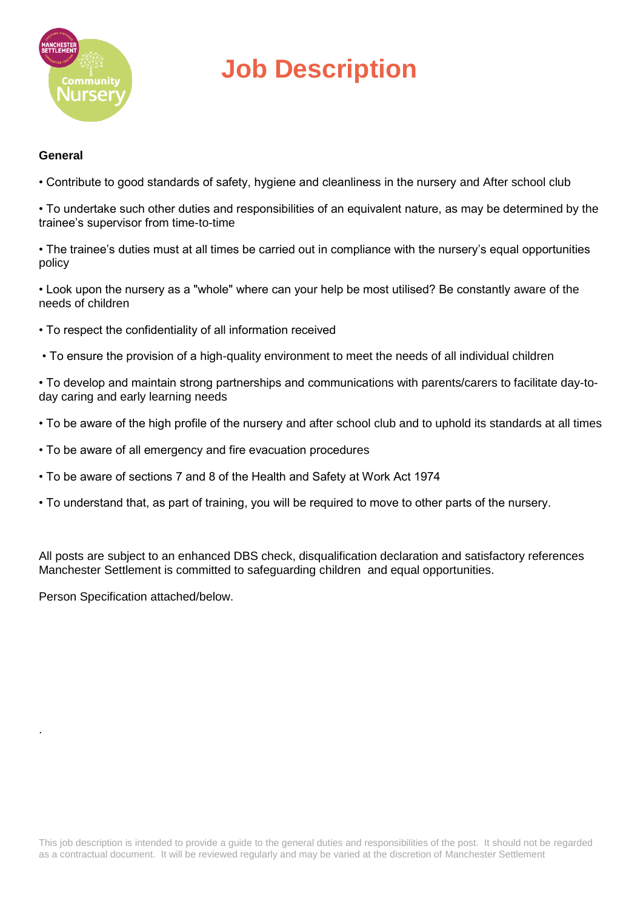# Job Description

**General**

- Contribute to good standards of safety, hygiene and cleanliness in the nursery and After school club
- To undertake such other duties and responsibilities of an equivalent nature, as may be determined by the trainee's supervisor from time-to-time
- The trainee's duties must at all times be carried out in compliance with the nursery's equal opportunities policy
- Look upon the nursery as a "whole" where can your help be most utilised? Be constantly aware of the needs of children
- To respect the confidentiality of all information received
- To ensure the provision of a high-quality environment to meet the needs of all individual children
- To develop and maintain strong partnerships and communications with parents/carers to facilitate day-to-day caring and early learning needs
- To be aware of the high profile of the nursery and after school club and to uphold its standards at all times
- To be aware of all emergency and fire evacuation procedures
- To be aware of sections 7 and 8 of the Health and Safety at Work Act 1974
- To understand that, as part of training, you will be required to move to other parts of the nursery.

All posts are subject to an enhanced DBS check, disqualification declaration and satisfactory references Manchester Settlement is committed to safeguarding children and equal opportunities.

Person Specification attached/below.

.

This job description is intended to provide a guide to the general duties and responsibilities of the post. It should not be regarded as a contractual document. It will be reviewed regularly and may be varied at the discretion of Manchester Settlement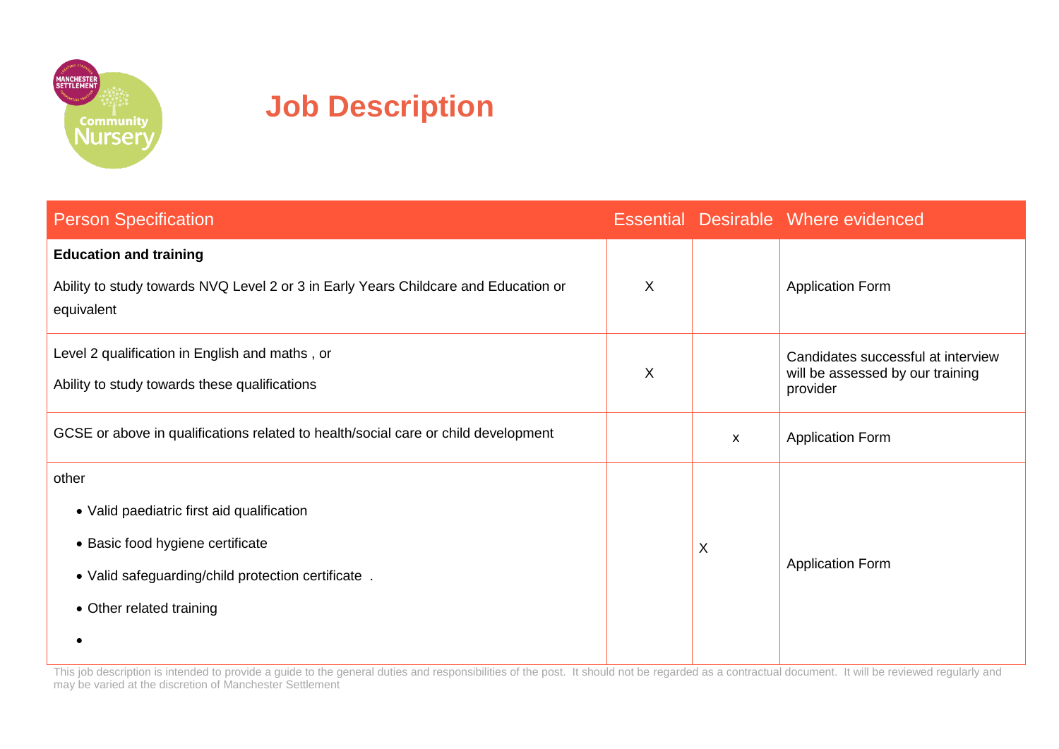# Job Description

| Person Specification | Essential | Desirable | Where evidenced |
|---|---|---|---|
| **Education and training**<br><br>Ability to study towards NVQ Level 2 or 3 in Early Years Childcare and Education or equivalent | X | | Application Form |
| Level 2 qualification in English and maths , or<br><br>Ability to study towards these qualifications | X | | Candidates successful at interview will be assessed by our training provider |
| GCSE or above in qualifications related to health/social care or child development | | x | Application Form |
| other<br><br>• Valid paediatric first aid qualification<br>• Basic food hygiene certificate<br>• Valid safeguarding/child protection certificate .<br>• Other related training<br>• | | X | Application Form |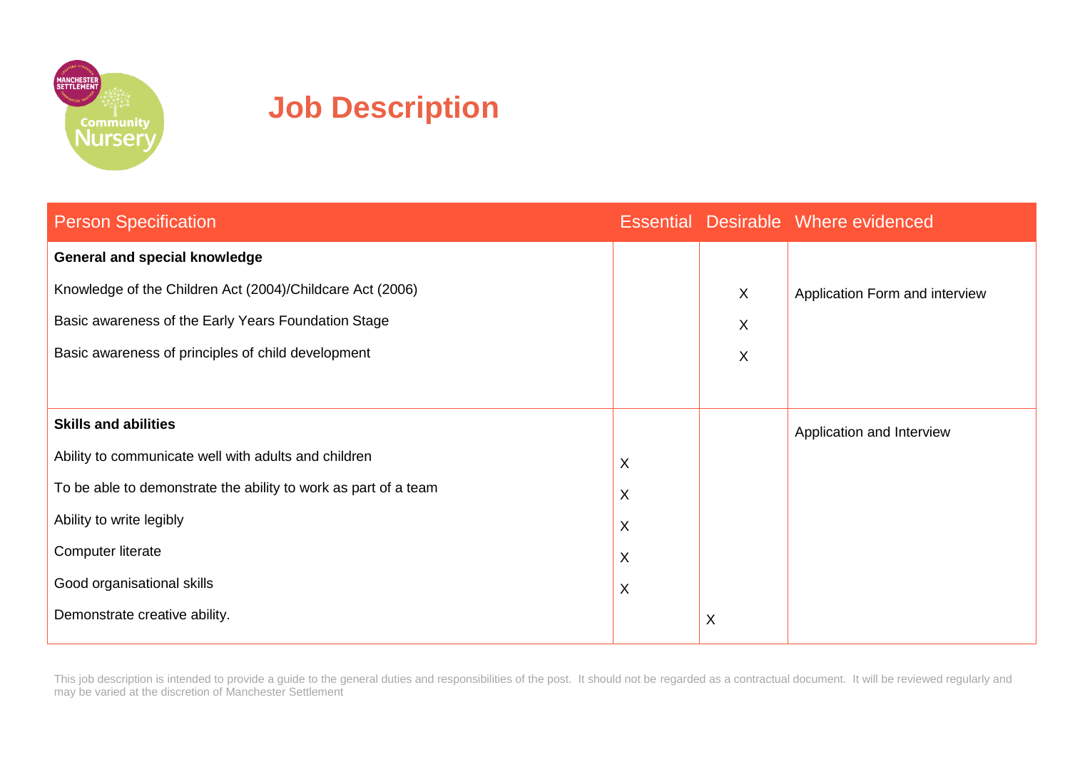# Job Description

| Person Specification | Essential | Desirable | Where evidenced |
|---|---|---|---|
| **General and special knowledge** | | | |
| Knowledge of the Children Act (2004)/Childcare Act (2006) | | X | Application Form and interview |
| Basic awareness of the Early Years Foundation Stage | | X | |
| Basic awareness of principles of child development | | X | |
| **Skills and abilities** | | | Application and Interview |
| Ability to communicate well with adults and children | X | | |
| To be able to demonstrate the ability to work as part of a team | X | | |
| Ability to write legibly | X | | |
| Computer literate | X | | |
| Good organisational skills | X | | |
| Demonstrate creative ability. | | X | |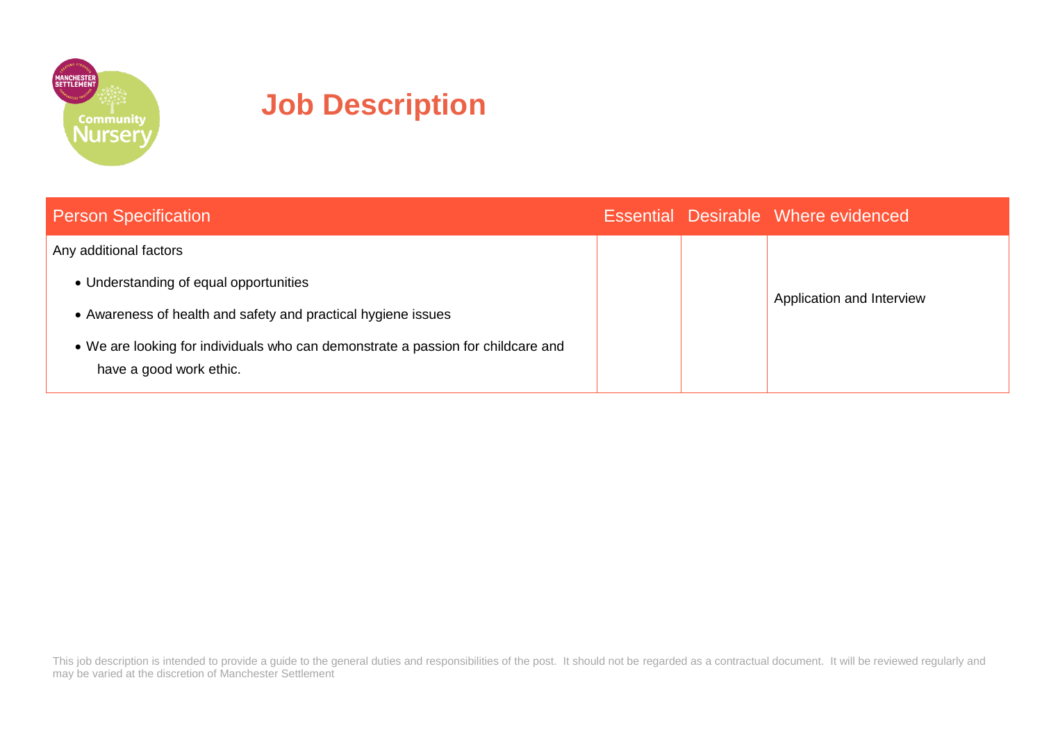# Job Description

| Person Specification | Essential | Desirable | Where evidenced |
| --- | --- | --- | --- |
| Any additional factors<br>• Understanding of equal opportunities<br>• Awareness of health and safety and practical hygiene issues<br>• We are looking for individuals who can demonstrate a passion for childcare and have a good work ethic. | | | Application and Interview |

This job description is intended to provide a guide to the general duties and responsibilities of the post. It should not be regarded as a contractual document. It will be reviewed regularly and may be varied at the discretion of Manchester Settlement